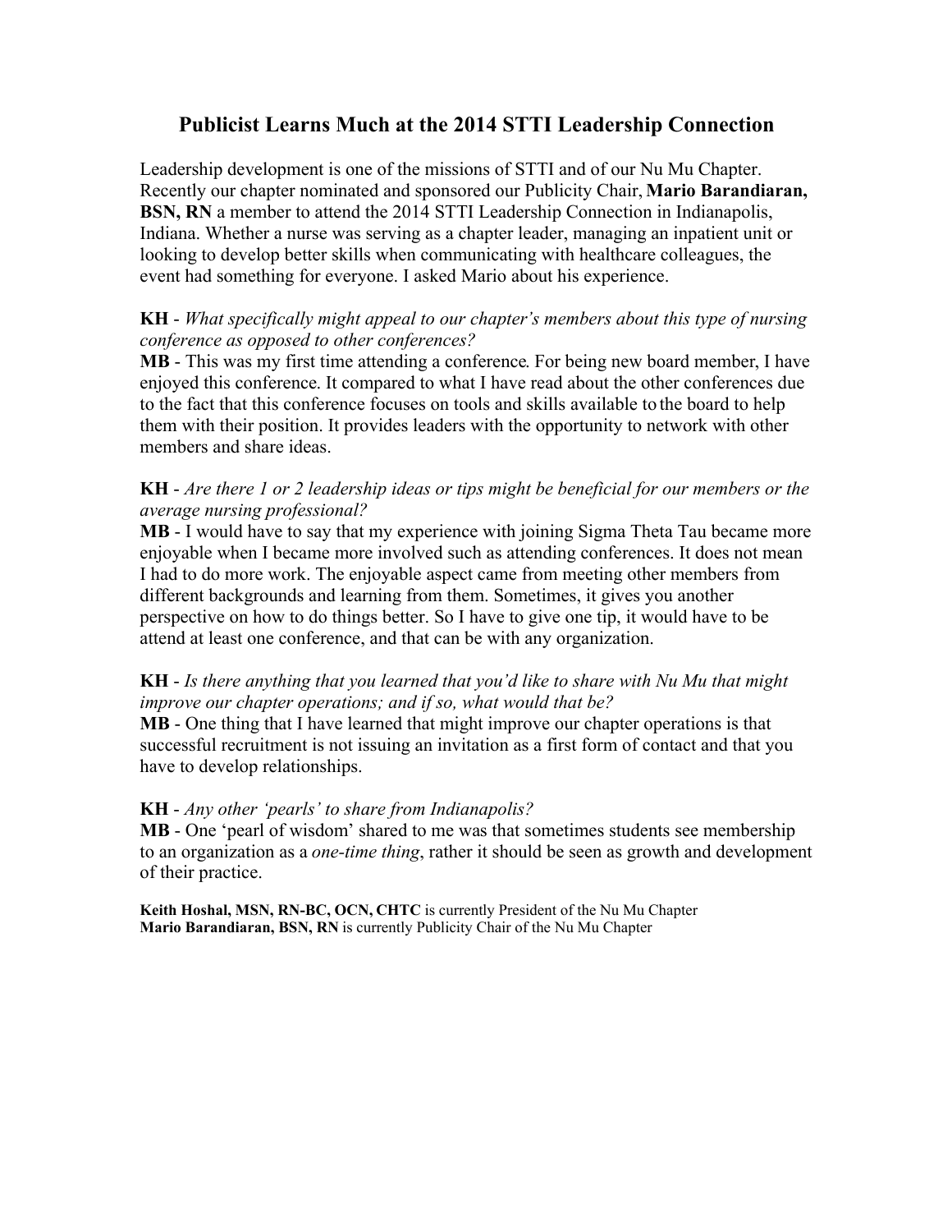# Publicist Learns Much at the 2014 STTI Leadership Connection

Leadership development is one of the missions of STTI and of our Nu Mu Chapter. Recently our chapter nominated and sponsored our Publicity Chair, **Mario Barandiaran, BSN, RN** a member to attend the 2014 STTI Leadership Connection in Indianapolis, Indiana. Whether a nurse was serving as a chapter leader, managing an inpatient unit or looking to develop better skills when communicating with healthcare colleagues, the event had something for everyone. I asked Mario about his experience.

**KH** - *What specifically might appeal to our chapter's members about this type of nursing conference as opposed to other conferences?*
**MB** - This was my first time attending a conference. For being new board member, I have enjoyed this conference. It compared to what I have read about the other conferences due to the fact that this conference focuses on tools and skills available to the board to help them with their position. It provides leaders with the opportunity to network with other members and share ideas.

**KH** - *Are there 1 or 2 leadership ideas or tips might be beneficial for our members or the average nursing professional?*
**MB** - I would have to say that my experience with joining Sigma Theta Tau became more enjoyable when I became more involved such as attending conferences. It does not mean I had to do more work. The enjoyable aspect came from meeting other members from different backgrounds and learning from them. Sometimes, it gives you another perspective on how to do things better. So I have to give one tip, it would have to be attend at least one conference, and that can be with any organization.

**KH** - *Is there anything that you learned that you'd like to share with Nu Mu that might improve our chapter operations; and if so, what would that be?*
**MB** - One thing that I have learned that might improve our chapter operations is that successful recruitment is not issuing an invitation as a first form of contact and that you have to develop relationships.

**KH** - *Any other 'pearls' to share from Indianapolis?*
**MB** - One 'pearl of wisdom' shared to me was that sometimes students see membership to an organization as a *one-time thing*, rather it should be seen as growth and development of their practice.

**Keith Hoshal, MSN, RN-BC, OCN, CHTC** is currently President of the Nu Mu Chapter
**Mario Barandiaran, BSN, RN** is currently Publicity Chair of the Nu Mu Chapter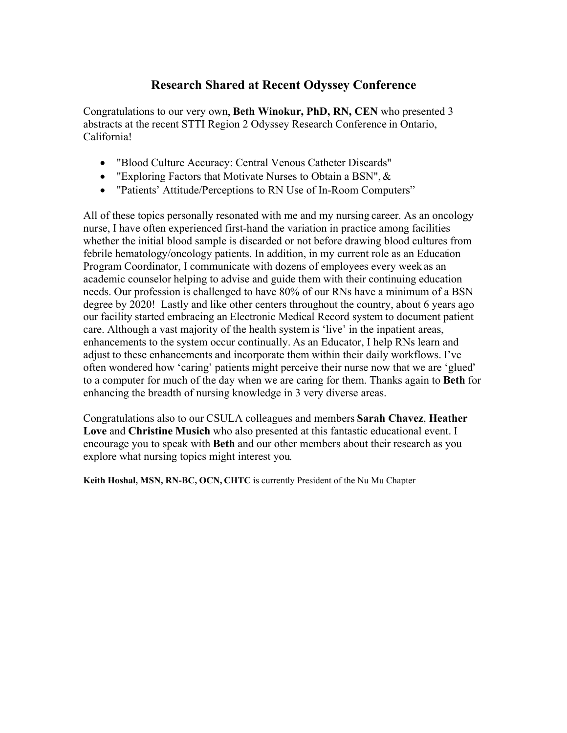## Research Shared at Recent Odyssey Conference

Congratulations to our very own, **Beth Winokur, PhD, RN, CEN** who presented 3 abstracts at the recent STTI Region 2 Odyssey Research Conference in Ontario, California!

- "Blood Culture Accuracy: Central Venous Catheter Discards"
- "Exploring Factors that Motivate Nurses to Obtain a BSN", &
- "Patients' Attitude/Perceptions to RN Use of In-Room Computers"

All of these topics personally resonated with me and my nursing career. As an oncology nurse, I have often experienced first-hand the variation in practice among facilities whether the initial blood sample is discarded or not before drawing blood cultures from febrile hematology/oncology patients. In addition, in my current role as an Education Program Coordinator, I communicate with dozens of employees every week as an academic counselor helping to advise and guide them with their continuing education needs. Our profession is challenged to have 80% of our RNs have a minimum of a BSN degree by 2020! Lastly and like other centers throughout the country, about 6 years ago our facility started embracing an Electronic Medical Record system to document patient care. Although a vast majority of the health system is 'live' in the inpatient areas, enhancements to the system occur continually. As an Educator, I help RNs learn and adjust to these enhancements and incorporate them within their daily workflows. I've often wondered how 'caring' patients might perceive their nurse now that we are 'glued' to a computer for much of the day when we are caring for them. Thanks again to **Beth** for enhancing the breadth of nursing knowledge in 3 very diverse areas.

Congratulations also to our CSULA colleagues and members **Sarah Chavez**, **Heather Love** and **Christine Musich** who also presented at this fantastic educational event. I encourage you to speak with **Beth** and our other members about their research as you explore what nursing topics might interest you.

**Keith Hoshal, MSN, RN-BC, OCN, CHTC** is currently President of the Nu Mu Chapter